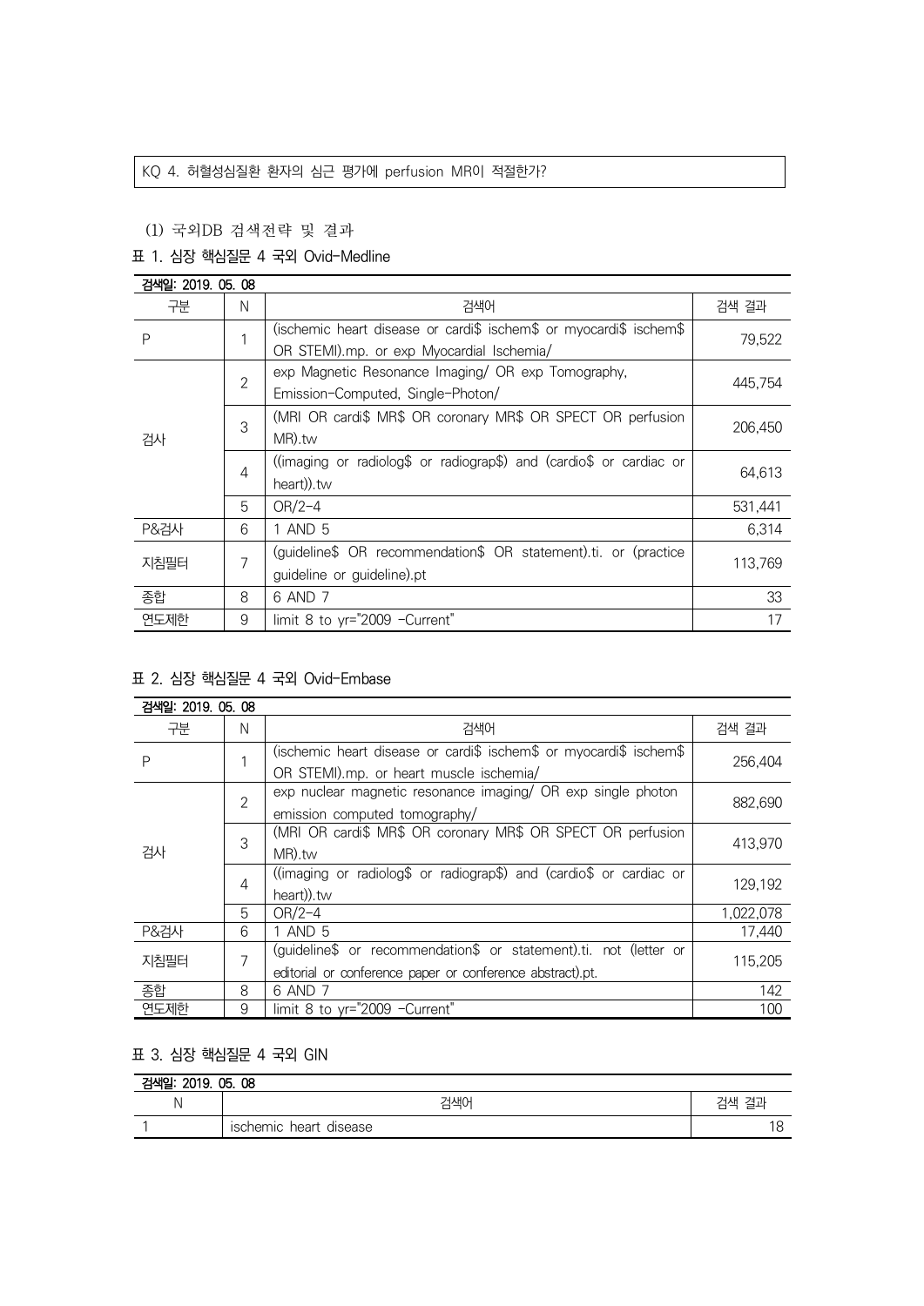KQ 4. 허혈성심질환 환자의 심근 평가에 perfusion MR이 적절한가?

(1) 국외DB 검색전략 및 결과

표 1. 심장 핵심질문 4 국외 Ovid-Medline

| 검색일: 2019. 05. 08 | | | |
|---|---|---|---|
| 구분 | N | 검색어 | 검색 결과 |
| P | 1 | (ischemic heart disease or cardi$ ischem$ or myocardi$ ischem$ OR STEMI).mp. or exp Myocardial Ischemia/ | 79,522 |
| 검사 | 2 | exp Magnetic Resonance Imaging/ OR exp Tomography, Emission-Computed, Single-Photon/ | 445,754 |
| | 3 | (MRI OR cardi$ MR$ OR coronary MR$ OR SPECT OR perfusion MR).tw | 206,450 |
| | 4 | ((imaging or radiolog$ or radiograp$) and (cardio$ or cardiac or heart)).tw | 64,613 |
| | 5 | OR/2-4 | 531,441 |
| P&검사 | 6 | 1 AND 5 | 6,314 |
| 지침필터 | 7 | (guideline$ OR recommendation$ OR statement).ti. or (practice guideline or guideline).pt | 113,769 |
| 종합 | 8 | 6 AND 7 | 33 |
| 연도제한 | 9 | limit 8 to yr="2009 -Current" | 17 |

표 2. 심장 핵심질문 4 국외 Ovid-Embase

| 검색일: 2019. 05. 08 | | | |
|---|---|---|---|
| 구분 | N | 검색어 | 검색 결과 |
| P | 1 | (ischemic heart disease or cardi$ ischem$ or myocardi$ ischem$ OR STEMI).mp. or heart muscle ischemia/ | 256,404 |
| 검사 | 2 | exp nuclear magnetic resonance imaging/ OR exp single photon emission computed tomography/ | 882,690 |
| | 3 | (MRI OR cardi$ MR$ OR coronary MR$ OR SPECT OR perfusion MR).tw | 413,970 |
| | 4 | ((imaging or radiolog$ or radiograp$) and (cardio$ or cardiac or heart)).tw | 129,192 |
| | 5 | OR/2-4 | 1,022,078 |
| P&검사 | 6 | 1 AND 5 | 17,440 |
| 지침필터 | 7 | (guideline$ or recommendation$ or statement).ti. not (letter or editorial or conference paper or conference abstract).pt. | 115,205 |
| 종합 | 8 | 6 AND 7 | 142 |
| 연도제한 | 9 | limit 8 to yr="2009 -Current" | 100 |

표 3. 심장 핵심질문 4 국외 GIN

| 검색일: 2019. 05. 08 | | |
|---|---|---|
| N | 검색어 | 검색 결과 |
| 1 | ischemic heart disease | 18 |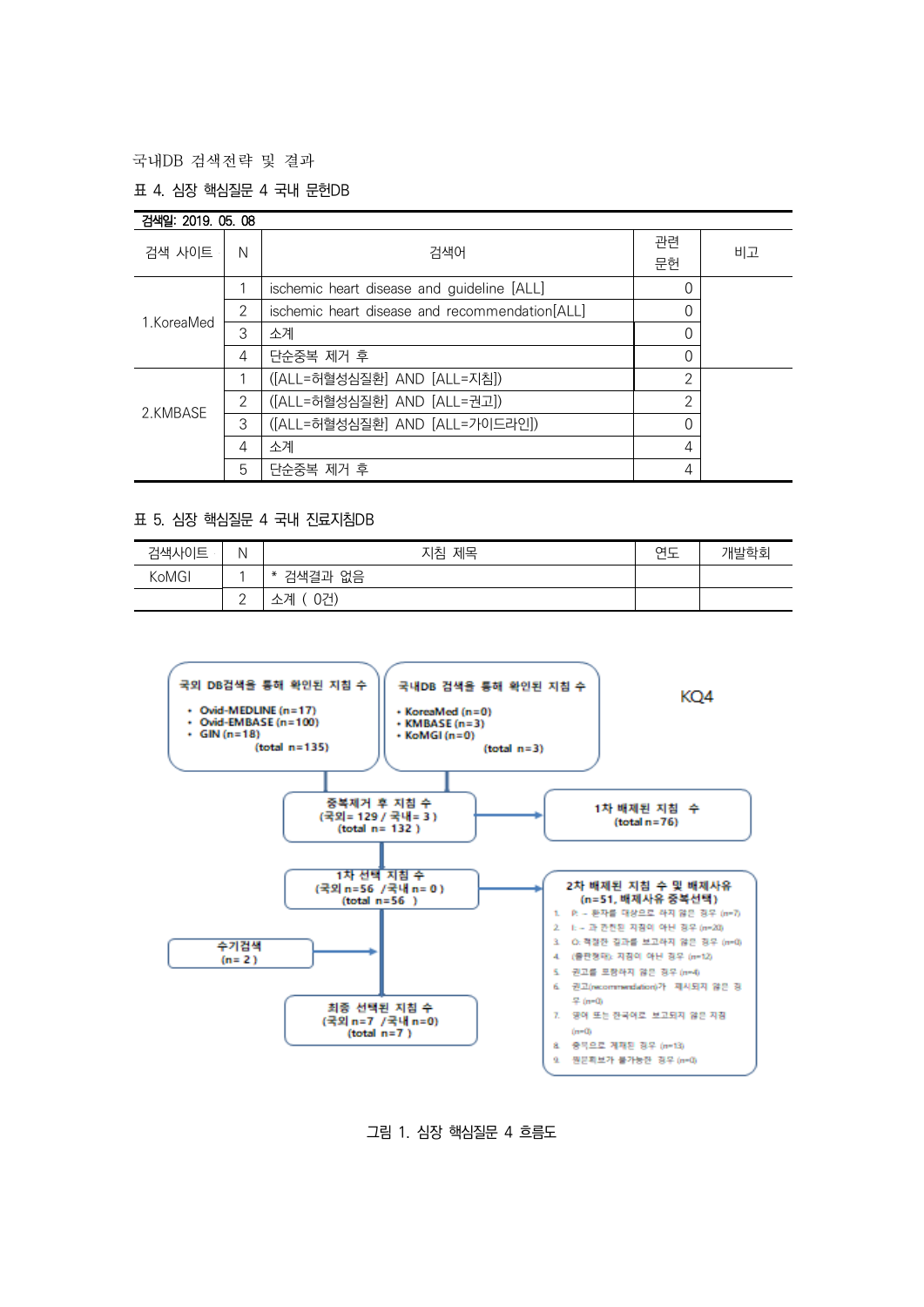국내DB 검색전략 및 결과

표 4. 심장 핵심질문 4 국내 문헌DB

| 검색일: 2019. 05. 08 | | | | |
|---|---|---|---|---|
| 검색 사이트 | N | 검색어 | 관련 문헌 | 비고 |
| 1.KoreaMed | 1 | ischemic heart disease and guideline [ALL] | 0 | |
| | 2 | ischemic heart disease and recommendation[ALL] | 0 | |
| | 3 | 소계 | 0 | |
| | 4 | 단순중복 제거 후 | 0 | |
| 2.KMBASE | 1 | ([ALL=허혈성심질환] AND [ALL=지침]) | 2 | |
| | 2 | ([ALL=허혈성심질환] AND [ALL=권고]) | 2 | |
| | 3 | ([ALL=허혈성심질환] AND [ALL=가이드라인]) | 0 | |
| | 4 | 소계 | 4 | |
| | 5 | 단순중복 제거 후 | 4 | |

표 5. 심장 핵심질문 4 국내 진료지침DB

| 검색사이트 | N | 지침 제목 | 연도 | 개발학회 |
|---|---|---|---|---|
| KoMGI | 1 | * 검색결과 없음 | | |
| | 2 | 소계 ( 0건) | | |

KQ4

국외 DB검색을 통해 확인된 지침 수
- Ovid-MEDLINE (n=17)
- Ovid-EMBASE (n=100)
- GIN (n=18)

(total n=135)

국내DB 검색을 통해 확인된 지침 수
- KoreaMed (n=0)
- KMBASE (n=3)
- KoMGI (n=0)

(total n=3)

중복제거 후 지침 수
(국외= 129 / 국내= 3 )
(total n= 132 )

1차 배제된 지침 수
(total n=76)

1차 선택 지침 수
(국외 n=56 /국내 n= 0 )
(total n=56 )

2차 배제된 지침 수 및 배제사유
(n=51, 배제사유 중복선택)
1. P: - 환자를 대상으로 하지 않은 경우 (n=7)
2. I: - 과 관련된 지침이 아닌 경우 (n=20)
3. O: 적절한 결과를 보고하지 않은 경우 (n=0)
4. (출판형태) 지침이 아닌 경우 (n=12)
5. 권고를 포함하지 않은 경우 (n=4)
6. 권고(recommendation)가 제시되지 않은 경우 (n=0)
7. 영어 또는 한국어로 보고되지 않은 지침 (n=0)
8. 중복으로 게재된 경우 (n=13)
9. 원문확보가 불가능한 경우 (n=0)

수기검색
(n= 2 )

최종 선택된 지침 수
(국외 n=7 /국내 n=0)
(total n=7 )

그림 1. 심장 핵심질문 4 흐름도